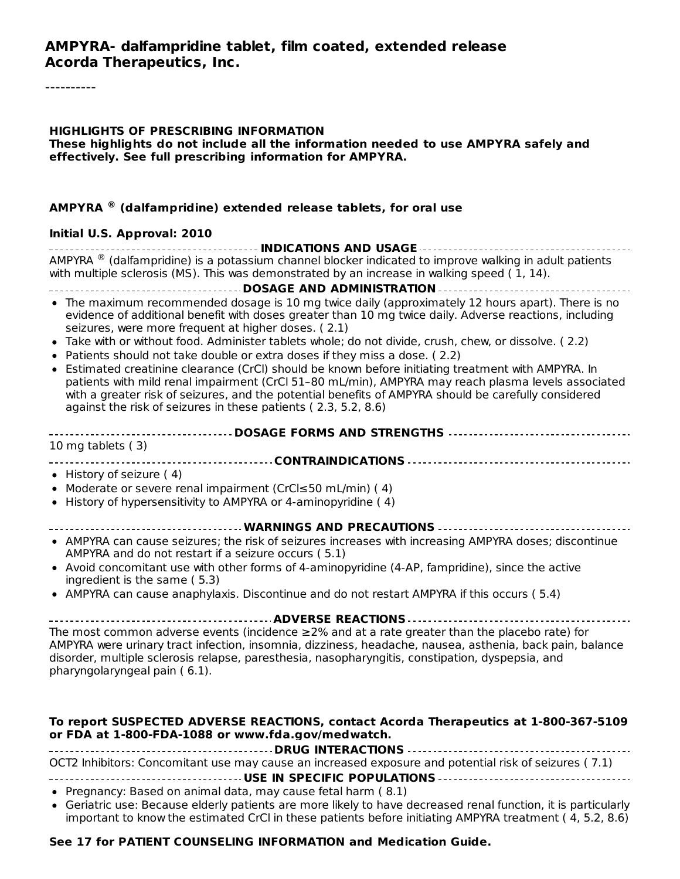**AMPYRA- dalfampridine tablet, film coated, extended release**
**Acorda Therapeutics, Inc.**

----------

**HIGHLIGHTS OF PRESCRIBING INFORMATION**
**These highlights do not include all the information needed to use AMPYRA safely and effectively. See full prescribing information for AMPYRA.**

**AMPYRA ® (dalfampridine) extended release tablets, for oral use**

**Initial U.S. Approval: 2010**

## INDICATIONS AND USAGE

AMPYRA ® (dalfampridine) is a potassium channel blocker indicated to improve walking in adult patients with multiple sclerosis (MS). This was demonstrated by an increase in walking speed ( 1, 14).

## DOSAGE AND ADMINISTRATION

- The maximum recommended dosage is 10 mg twice daily (approximately 12 hours apart). There is no evidence of additional benefit with doses greater than 10 mg twice daily. Adverse reactions, including seizures, were more frequent at higher doses. ( 2.1)
- Take with or without food. Administer tablets whole; do not divide, crush, chew, or dissolve. ( 2.2)
- Patients should not take double or extra doses if they miss a dose. ( 2.2)
- Estimated creatinine clearance (CrCl) should be known before initiating treatment with AMPYRA. In patients with mild renal impairment (CrCl 51–80 mL/min), AMPYRA may reach plasma levels associated with a greater risk of seizures, and the potential benefits of AMPYRA should be carefully considered against the risk of seizures in these patients ( 2.3, 5.2, 8.6)

## DOSAGE FORMS AND STRENGTHS

10 mg tablets ( 3)

## CONTRAINDICATIONS

- History of seizure ( 4)
- Moderate or severe renal impairment (CrCl≤50 mL/min) ( 4)
- History of hypersensitivity to AMPYRA or 4-aminopyridine ( 4)

## WARNINGS AND PRECAUTIONS

- AMPYRA can cause seizures; the risk of seizures increases with increasing AMPYRA doses; discontinue AMPYRA and do not restart if a seizure occurs ( 5.1)
- Avoid concomitant use with other forms of 4-aminopyridine (4-AP, fampridine), since the active ingredient is the same ( 5.3)
- AMPYRA can cause anaphylaxis. Discontinue and do not restart AMPYRA if this occurs ( 5.4)

## ADVERSE REACTIONS

The most common adverse events (incidence ≥2% and at a rate greater than the placebo rate) for AMPYRA were urinary tract infection, insomnia, dizziness, headache, nausea, asthenia, back pain, balance disorder, multiple sclerosis relapse, paresthesia, nasopharyngitis, constipation, dyspepsia, and pharyngolaryngeal pain ( 6.1).

**To report SUSPECTED ADVERSE REACTIONS, contact Acorda Therapeutics at 1-800-367-5109 or FDA at 1-800-FDA-1088 or www.fda.gov/medwatch.**

## DRUG INTERACTIONS

OCT2 Inhibitors: Concomitant use may cause an increased exposure and potential risk of seizures ( 7.1)

## USE IN SPECIFIC POPULATIONS

- Pregnancy: Based on animal data, may cause fetal harm ( 8.1)
- Geriatric use: Because elderly patients are more likely to have decreased renal function, it is particularly important to know the estimated CrCl in these patients before initiating AMPYRA treatment ( 4, 5.2, 8.6)

**See 17 for PATIENT COUNSELING INFORMATION and Medication Guide.**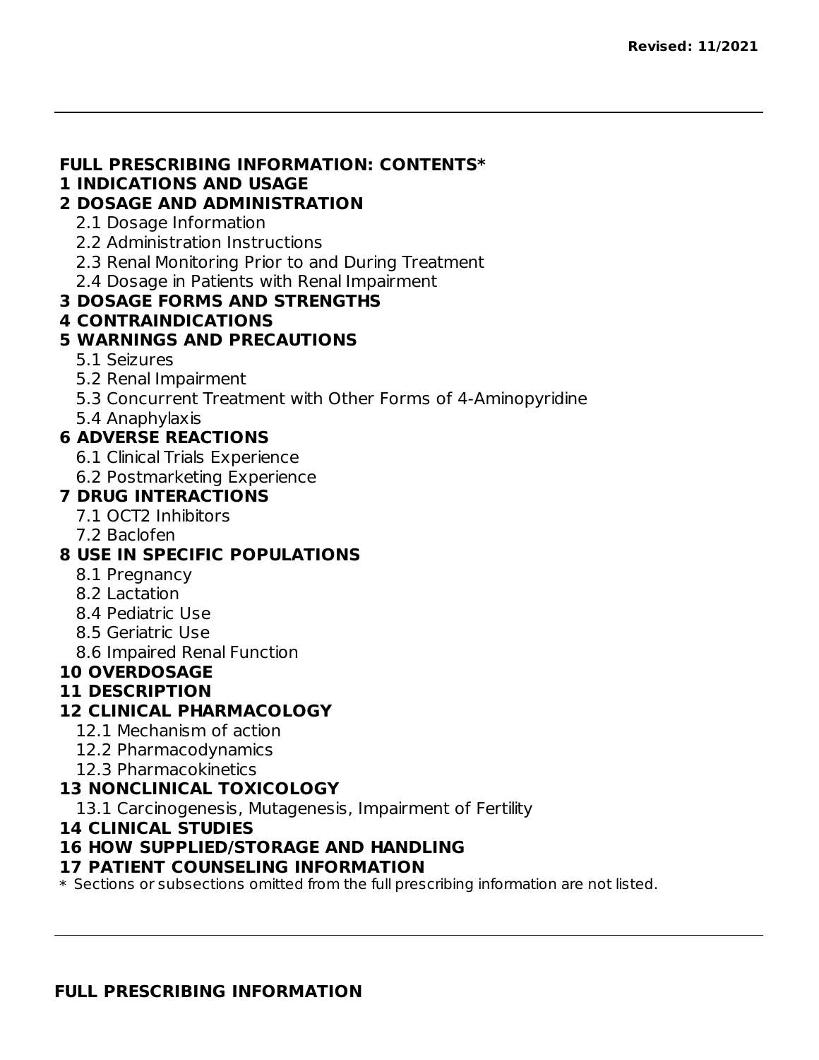**Revised: 11/2021**

---

**FULL PRESCRIBING INFORMATION: CONTENTS***

**1 INDICATIONS AND USAGE**

**2 DOSAGE AND ADMINISTRATION**

- 2.1 Dosage Information
- 2.2 Administration Instructions
- 2.3 Renal Monitoring Prior to and During Treatment
- 2.4 Dosage in Patients with Renal Impairment

**3 DOSAGE FORMS AND STRENGTHS**

**4 CONTRAINDICATIONS**

**5 WARNINGS AND PRECAUTIONS**

- 5.1 Seizures
- 5.2 Renal Impairment
- 5.3 Concurrent Treatment with Other Forms of 4-Aminopyridine
- 5.4 Anaphylaxis

**6 ADVERSE REACTIONS**

- 6.1 Clinical Trials Experience
- 6.2 Postmarketing Experience

**7 DRUG INTERACTIONS**

- 7.1 OCT2 Inhibitors
- 7.2 Baclofen

**8 USE IN SPECIFIC POPULATIONS**

- 8.1 Pregnancy
- 8.2 Lactation
- 8.4 Pediatric Use
- 8.5 Geriatric Use
- 8.6 Impaired Renal Function

**10 OVERDOSAGE**

**11 DESCRIPTION**

**12 CLINICAL PHARMACOLOGY**

- 12.1 Mechanism of action
- 12.2 Pharmacodynamics
- 12.3 Pharmacokinetics

**13 NONCLINICAL TOXICOLOGY**

- 13.1 Carcinogenesis, Mutagenesis, Impairment of Fertility

**14 CLINICAL STUDIES**

**16 HOW SUPPLIED/STORAGE AND HANDLING**

**17 PATIENT COUNSELING INFORMATION**

* Sections or subsections omitted from the full prescribing information are not listed.

---

**FULL PRESCRIBING INFORMATION**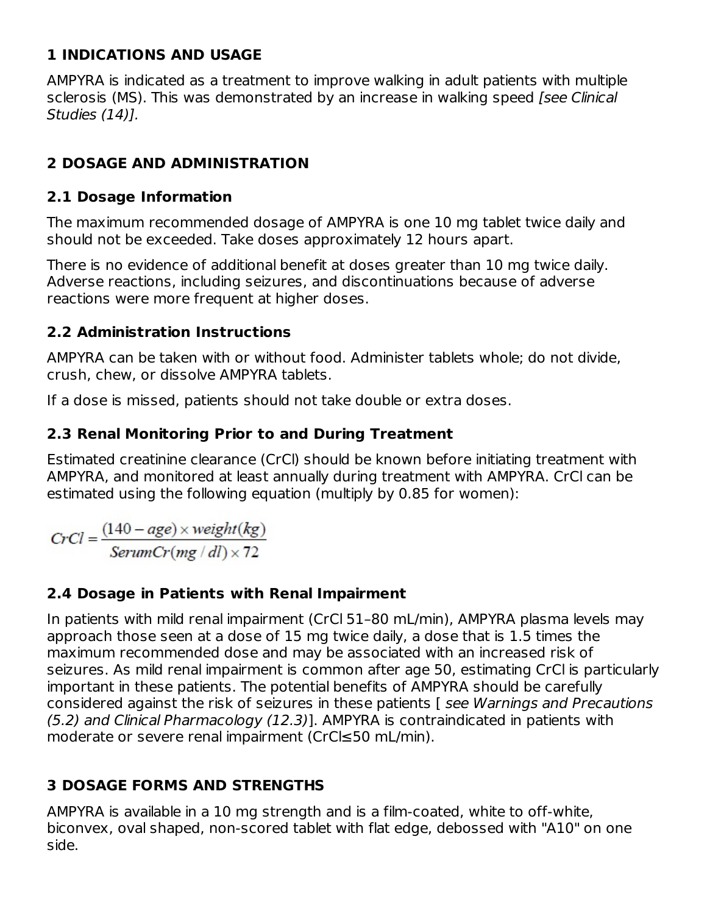## 1 INDICATIONS AND USAGE

AMPYRA is indicated as a treatment to improve walking in adult patients with multiple sclerosis (MS). This was demonstrated by an increase in walking speed *[see Clinical Studies (14)].*

## 2 DOSAGE AND ADMINISTRATION

### 2.1 Dosage Information

The maximum recommended dosage of AMPYRA is one 10 mg tablet twice daily and should not be exceeded. Take doses approximately 12 hours apart.

There is no evidence of additional benefit at doses greater than 10 mg twice daily. Adverse reactions, including seizures, and discontinuations because of adverse reactions were more frequent at higher doses.

### 2.2 Administration Instructions

AMPYRA can be taken with or without food. Administer tablets whole; do not divide, crush, chew, or dissolve AMPYRA tablets.

If a dose is missed, patients should not take double or extra doses.

### 2.3 Renal Monitoring Prior to and During Treatment

Estimated creatinine clearance (CrCl) should be known before initiating treatment with AMPYRA, and monitored at least annually during treatment with AMPYRA. CrCl can be estimated using the following equation (multiply by 0.85 for women):

$$CrCl = \frac{(140 - age) \times weight(kg)}{SerumCr(mg/dl) \times 72}$$

### 2.4 Dosage in Patients with Renal Impairment

In patients with mild renal impairment (CrCl 51–80 mL/min), AMPYRA plasma levels may approach those seen at a dose of 15 mg twice daily, a dose that is 1.5 times the maximum recommended dose and may be associated with an increased risk of seizures. As mild renal impairment is common after age 50, estimating CrCl is particularly important in these patients. The potential benefits of AMPYRA should be carefully considered against the risk of seizures in these patients [ *see Warnings and Precautions (5.2) and Clinical Pharmacology (12.3)*]. AMPYRA is contraindicated in patients with moderate or severe renal impairment (CrCl≤50 mL/min).

## 3 DOSAGE FORMS AND STRENGTHS

AMPYRA is available in a 10 mg strength and is a film-coated, white to off-white, biconvex, oval shaped, non-scored tablet with flat edge, debossed with "A10" on one side.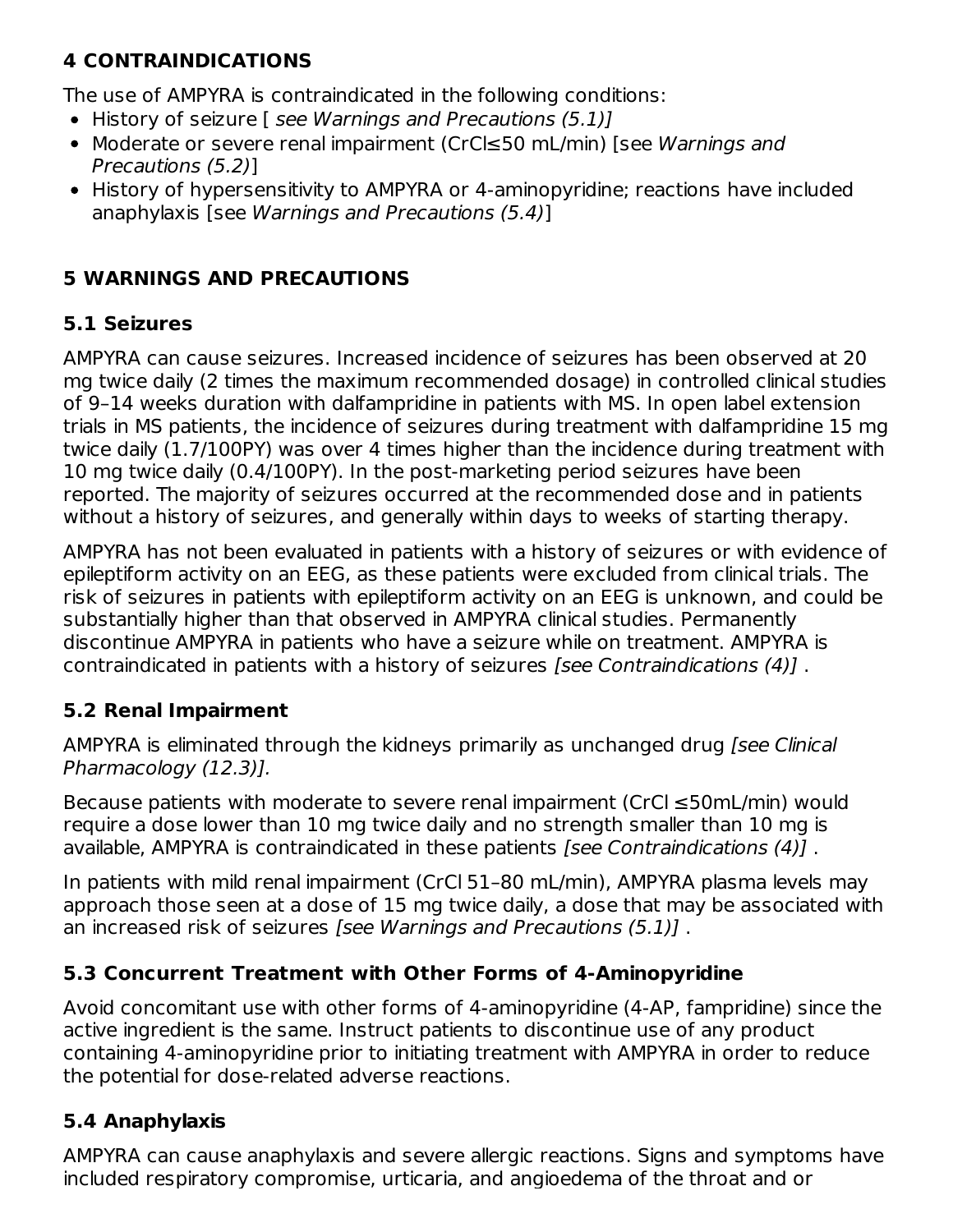## 4 CONTRAINDICATIONS

The use of AMPYRA is contraindicated in the following conditions:

- History of seizure [ *see Warnings and Precautions (5.1)]*
- Moderate or severe renal impairment (CrCl≤50 mL/min) [see *Warnings and Precautions (5.2)*]
- History of hypersensitivity to AMPYRA or 4-aminopyridine; reactions have included anaphylaxis [see *Warnings and Precautions (5.4)*]

## 5 WARNINGS AND PRECAUTIONS

### 5.1 Seizures

AMPYRA can cause seizures. Increased incidence of seizures has been observed at 20 mg twice daily (2 times the maximum recommended dosage) in controlled clinical studies of 9–14 weeks duration with dalfampridine in patients with MS. In open label extension trials in MS patients, the incidence of seizures during treatment with dalfampridine 15 mg twice daily (1.7/100PY) was over 4 times higher than the incidence during treatment with 10 mg twice daily (0.4/100PY). In the post-marketing period seizures have been reported. The majority of seizures occurred at the recommended dose and in patients without a history of seizures, and generally within days to weeks of starting therapy.

AMPYRA has not been evaluated in patients with a history of seizures or with evidence of epileptiform activity on an EEG, as these patients were excluded from clinical trials. The risk of seizures in patients with epileptiform activity on an EEG is unknown, and could be substantially higher than that observed in AMPYRA clinical studies. Permanently discontinue AMPYRA in patients who have a seizure while on treatment. AMPYRA is contraindicated in patients with a history of seizures *[see Contraindications (4)]* .

### 5.2 Renal Impairment

AMPYRA is eliminated through the kidneys primarily as unchanged drug *[see Clinical Pharmacology (12.3)].*

Because patients with moderate to severe renal impairment (CrCl ≤50mL/min) would require a dose lower than 10 mg twice daily and no strength smaller than 10 mg is available, AMPYRA is contraindicated in these patients *[see Contraindications (4)]* .

In patients with mild renal impairment (CrCl 51–80 mL/min), AMPYRA plasma levels may approach those seen at a dose of 15 mg twice daily, a dose that may be associated with an increased risk of seizures *[see Warnings and Precautions (5.1)]* .

### 5.3 Concurrent Treatment with Other Forms of 4-Aminopyridine

Avoid concomitant use with other forms of 4-aminopyridine (4-AP, fampridine) since the active ingredient is the same. Instruct patients to discontinue use of any product containing 4-aminopyridine prior to initiating treatment with AMPYRA in order to reduce the potential for dose-related adverse reactions.

### 5.4 Anaphylaxis

AMPYRA can cause anaphylaxis and severe allergic reactions. Signs and symptoms have included respiratory compromise, urticaria, and angioedema of the throat and or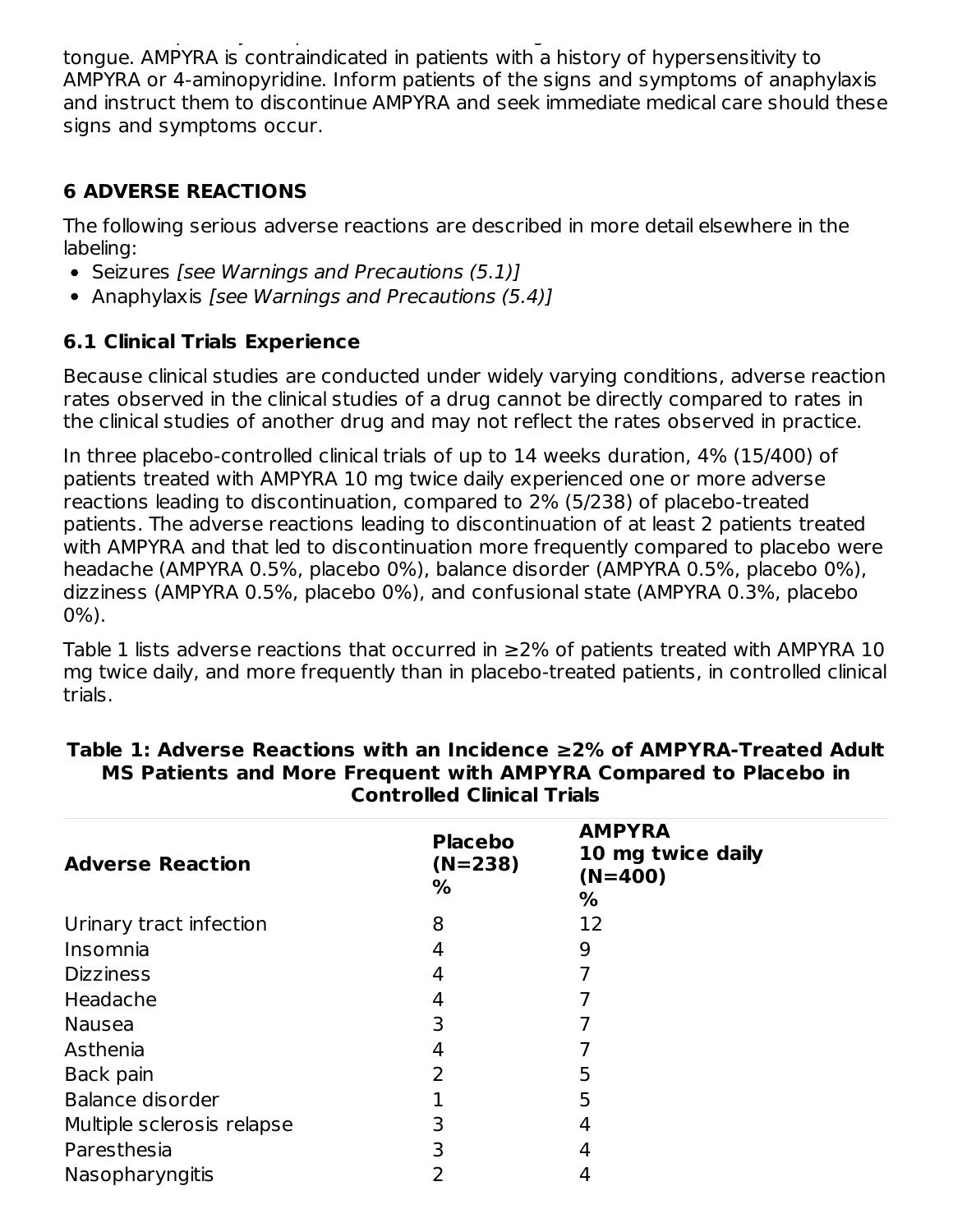tongue. AMPYRA is contraindicated in patients with a history of hypersensitivity to AMPYRA or 4-aminopyridine. Inform patients of the signs and symptoms of anaphylaxis and instruct them to discontinue AMPYRA and seek immediate medical care should these signs and symptoms occur.

## 6 ADVERSE REACTIONS

The following serious adverse reactions are described in more detail elsewhere in the labeling:

- Seizures *[see Warnings and Precautions (5.1)]*
- Anaphylaxis *[see Warnings and Precautions (5.4)]*

### 6.1 Clinical Trials Experience

Because clinical studies are conducted under widely varying conditions, adverse reaction rates observed in the clinical studies of a drug cannot be directly compared to rates in the clinical studies of another drug and may not reflect the rates observed in practice.

In three placebo-controlled clinical trials of up to 14 weeks duration, 4% (15/400) of patients treated with AMPYRA 10 mg twice daily experienced one or more adverse reactions leading to discontinuation, compared to 2% (5/238) of placebo-treated patients. The adverse reactions leading to discontinuation of at least 2 patients treated with AMPYRA and that led to discontinuation more frequently compared to placebo were headache (AMPYRA 0.5%, placebo 0%), balance disorder (AMPYRA 0.5%, placebo 0%), dizziness (AMPYRA 0.5%, placebo 0%), and confusional state (AMPYRA 0.3%, placebo 0%).

Table 1 lists adverse reactions that occurred in ≥2% of patients treated with AMPYRA 10 mg twice daily, and more frequently than in placebo-treated patients, in controlled clinical trials.

**Table 1: Adverse Reactions with an Incidence ≥2% of AMPYRA-Treated Adult MS Patients and More Frequent with AMPYRA Compared to Placebo in Controlled Clinical Trials**

| Adverse Reaction | Placebo (N=238) % | AMPYRA 10 mg twice daily (N=400) % |
|---|---|---|
| Urinary tract infection | 8 | 12 |
| Insomnia | 4 | 9 |
| Dizziness | 4 | 7 |
| Headache | 4 | 7 |
| Nausea | 3 | 7 |
| Asthenia | 4 | 7 |
| Back pain | 2 | 5 |
| Balance disorder | 1 | 5 |
| Multiple sclerosis relapse | 3 | 4 |
| Paresthesia | 3 | 4 |
| Nasopharyngitis | 2 | 4 |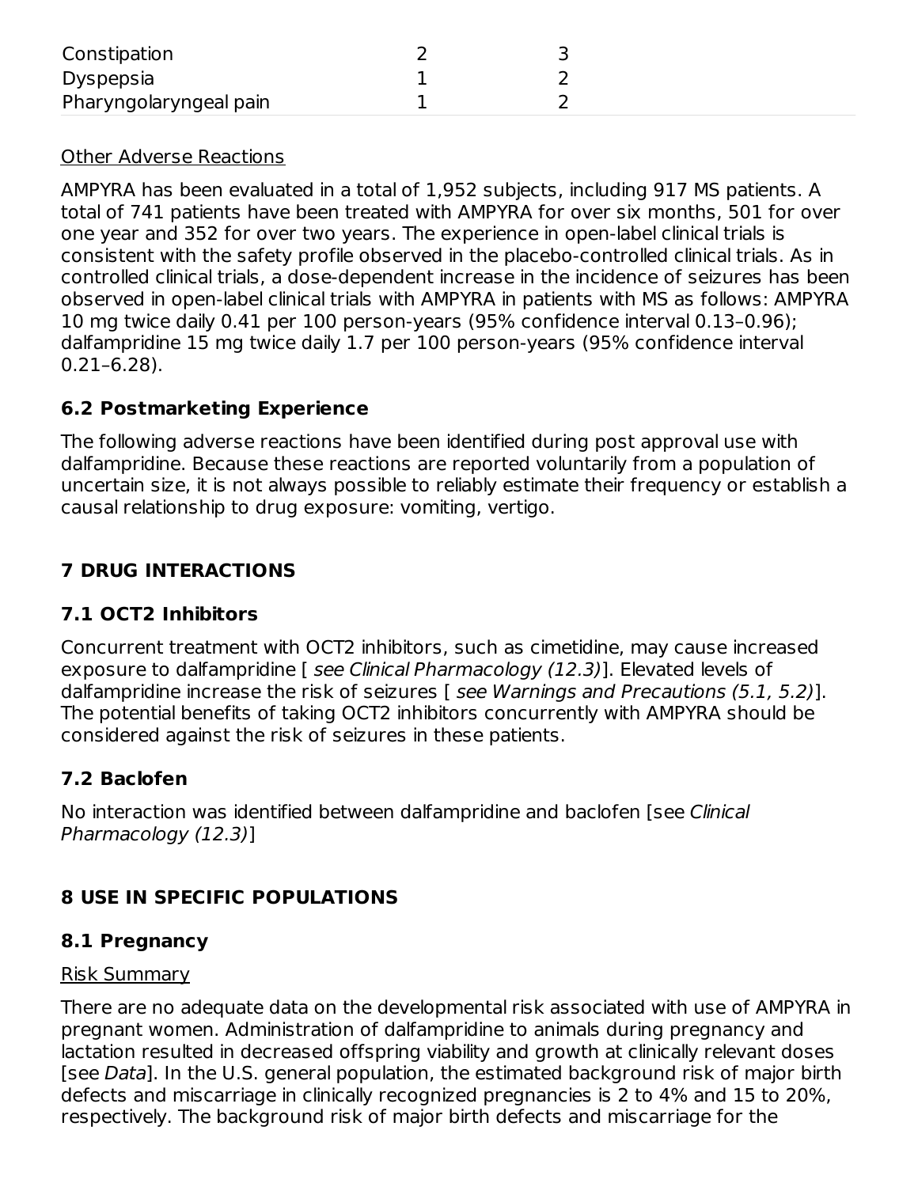| | | |
|---|---|---|
| Constipation | 2 | 3 |
| Dyspepsia | 1 | 2 |
| Pharyngolaryngeal pain | 1 | 2 |

Other Adverse Reactions

AMPYRA has been evaluated in a total of 1,952 subjects, including 917 MS patients. A total of 741 patients have been treated with AMPYRA for over six months, 501 for over one year and 352 for over two years. The experience in open-label clinical trials is consistent with the safety profile observed in the placebo-controlled clinical trials. As in controlled clinical trials, a dose-dependent increase in the incidence of seizures has been observed in open-label clinical trials with AMPYRA in patients with MS as follows: AMPYRA 10 mg twice daily 0.41 per 100 person-years (95% confidence interval 0.13–0.96); dalfampridine 15 mg twice daily 1.7 per 100 person-years (95% confidence interval 0.21–6.28).

### 6.2 Postmarketing Experience

The following adverse reactions have been identified during post approval use with dalfampridine. Because these reactions are reported voluntarily from a population of uncertain size, it is not always possible to reliably estimate their frequency or establish a causal relationship to drug exposure: vomiting, vertigo.

## 7 DRUG INTERACTIONS

### 7.1 OCT2 Inhibitors

Concurrent treatment with OCT2 inhibitors, such as cimetidine, may cause increased exposure to dalfampridine [ *see Clinical Pharmacology (12.3)*]. Elevated levels of dalfampridine increase the risk of seizures [ *see Warnings and Precautions (5.1, 5.2)*]. The potential benefits of taking OCT2 inhibitors concurrently with AMPYRA should be considered against the risk of seizures in these patients.

### 7.2 Baclofen

No interaction was identified between dalfampridine and baclofen [see *Clinical Pharmacology (12.3)*]

## 8 USE IN SPECIFIC POPULATIONS

### 8.1 Pregnancy

Risk Summary

There are no adequate data on the developmental risk associated with use of AMPYRA in pregnant women. Administration of dalfampridine to animals during pregnancy and lactation resulted in decreased offspring viability and growth at clinically relevant doses [see *Data*]. In the U.S. general population, the estimated background risk of major birth defects and miscarriage in clinically recognized pregnancies is 2 to 4% and 15 to 20%, respectively. The background risk of major birth defects and miscarriage for the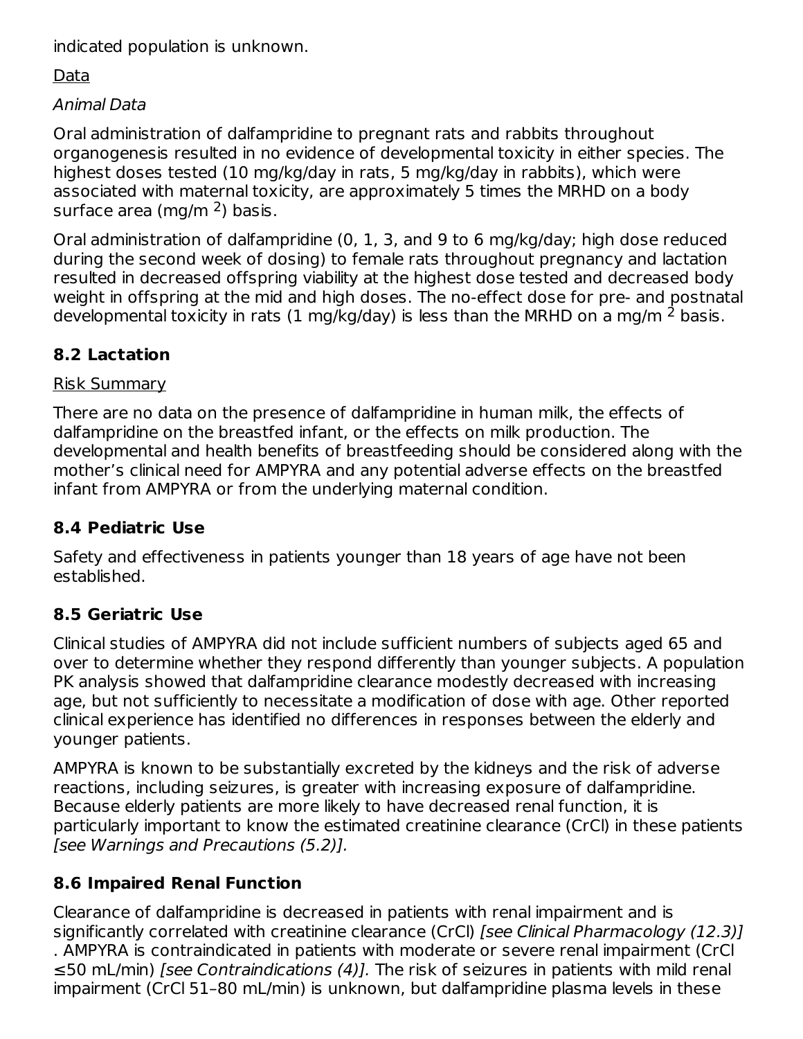indicated population is unknown.

Data

*Animal Data*

Oral administration of dalfampridine to pregnant rats and rabbits throughout organogenesis resulted in no evidence of developmental toxicity in either species. The highest doses tested (10 mg/kg/day in rats, 5 mg/kg/day in rabbits), which were associated with maternal toxicity, are approximately 5 times the MRHD on a body surface area (mg/m $^2$) basis.

Oral administration of dalfampridine (0, 1, 3, and 9 to 6 mg/kg/day; high dose reduced during the second week of dosing) to female rats throughout pregnancy and lactation resulted in decreased offspring viability at the highest dose tested and decreased body weight in offspring at the mid and high doses. The no-effect dose for pre- and postnatal developmental toxicity in rats (1 mg/kg/day) is less than the MRHD on a mg/m $^2$ basis.

## 8.2 Lactation

Risk Summary

There are no data on the presence of dalfampridine in human milk, the effects of dalfampridine on the breastfed infant, or the effects on milk production. The developmental and health benefits of breastfeeding should be considered along with the mother's clinical need for AMPYRA and any potential adverse effects on the breastfed infant from AMPYRA or from the underlying maternal condition.

## 8.4 Pediatric Use

Safety and effectiveness in patients younger than 18 years of age have not been established.

## 8.5 Geriatric Use

Clinical studies of AMPYRA did not include sufficient numbers of subjects aged 65 and over to determine whether they respond differently than younger subjects. A population PK analysis showed that dalfampridine clearance modestly decreased with increasing age, but not sufficiently to necessitate a modification of dose with age. Other reported clinical experience has identified no differences in responses between the elderly and younger patients.

AMPYRA is known to be substantially excreted by the kidneys and the risk of adverse reactions, including seizures, is greater with increasing exposure of dalfampridine. Because elderly patients are more likely to have decreased renal function, it is particularly important to know the estimated creatinine clearance (CrCl) in these patients *[see Warnings and Precautions (5.2)].*

## 8.6 Impaired Renal Function

Clearance of dalfampridine is decreased in patients with renal impairment and is significantly correlated with creatinine clearance (CrCl) *[see Clinical Pharmacology (12.3)]*. AMPYRA is contraindicated in patients with moderate or severe renal impairment (CrCl ≤50 mL/min) *[see Contraindications (4)].* The risk of seizures in patients with mild renal impairment (CrCl 51–80 mL/min) is unknown, but dalfampridine plasma levels in these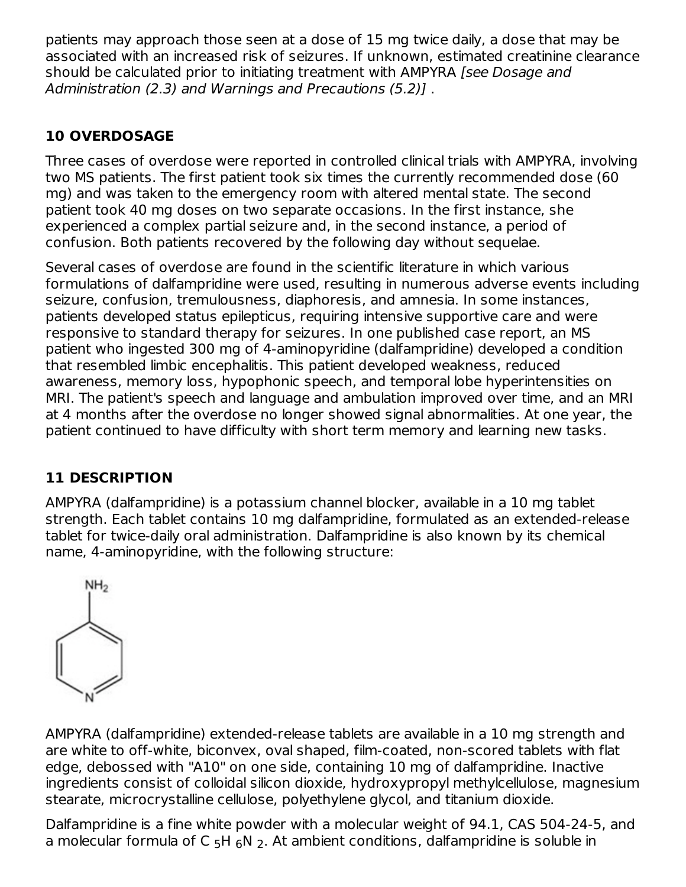patients may approach those seen at a dose of 15 mg twice daily, a dose that may be associated with an increased risk of seizures. If unknown, estimated creatinine clearance should be calculated prior to initiating treatment with AMPYRA *[see Dosage and Administration (2.3) and Warnings and Precautions (5.2)]* .

## 10 OVERDOSAGE

Three cases of overdose were reported in controlled clinical trials with AMPYRA, involving two MS patients. The first patient took six times the currently recommended dose (60 mg) and was taken to the emergency room with altered mental state. The second patient took 40 mg doses on two separate occasions. In the first instance, she experienced a complex partial seizure and, in the second instance, a period of confusion. Both patients recovered by the following day without sequelae.

Several cases of overdose are found in the scientific literature in which various formulations of dalfampridine were used, resulting in numerous adverse events including seizure, confusion, tremulousness, diaphoresis, and amnesia. In some instances, patients developed status epilepticus, requiring intensive supportive care and were responsive to standard therapy for seizures. In one published case report, an MS patient who ingested 300 mg of 4-aminopyridine (dalfampridine) developed a condition that resembled limbic encephalitis. This patient developed weakness, reduced awareness, memory loss, hypophonic speech, and temporal lobe hyperintensities on MRI. The patient's speech and language and ambulation improved over time, and an MRI at 4 months after the overdose no longer showed signal abnormalities. At one year, the patient continued to have difficulty with short term memory and learning new tasks.

## 11 DESCRIPTION

AMPYRA (dalfampridine) is a potassium channel blocker, available in a 10 mg tablet strength. Each tablet contains 10 mg dalfampridine, formulated as an extended-release tablet for twice-daily oral administration. Dalfampridine is also known by its chemical name, 4-aminopyridine, with the following structure:

AMPYRA (dalfampridine) extended-release tablets are available in a 10 mg strength and are white to off-white, biconvex, oval shaped, film-coated, non-scored tablets with flat edge, debossed with "A10" on one side, containing 10 mg of dalfampridine. Inactive ingredients consist of colloidal silicon dioxide, hydroxypropyl methylcellulose, magnesium stearate, microcrystalline cellulose, polyethylene glycol, and titanium dioxide.

Dalfampridine is a fine white powder with a molecular weight of 94.1, CAS 504-24-5, and a molecular formula of $C_5H_6N_2$. At ambient conditions, dalfampridine is soluble in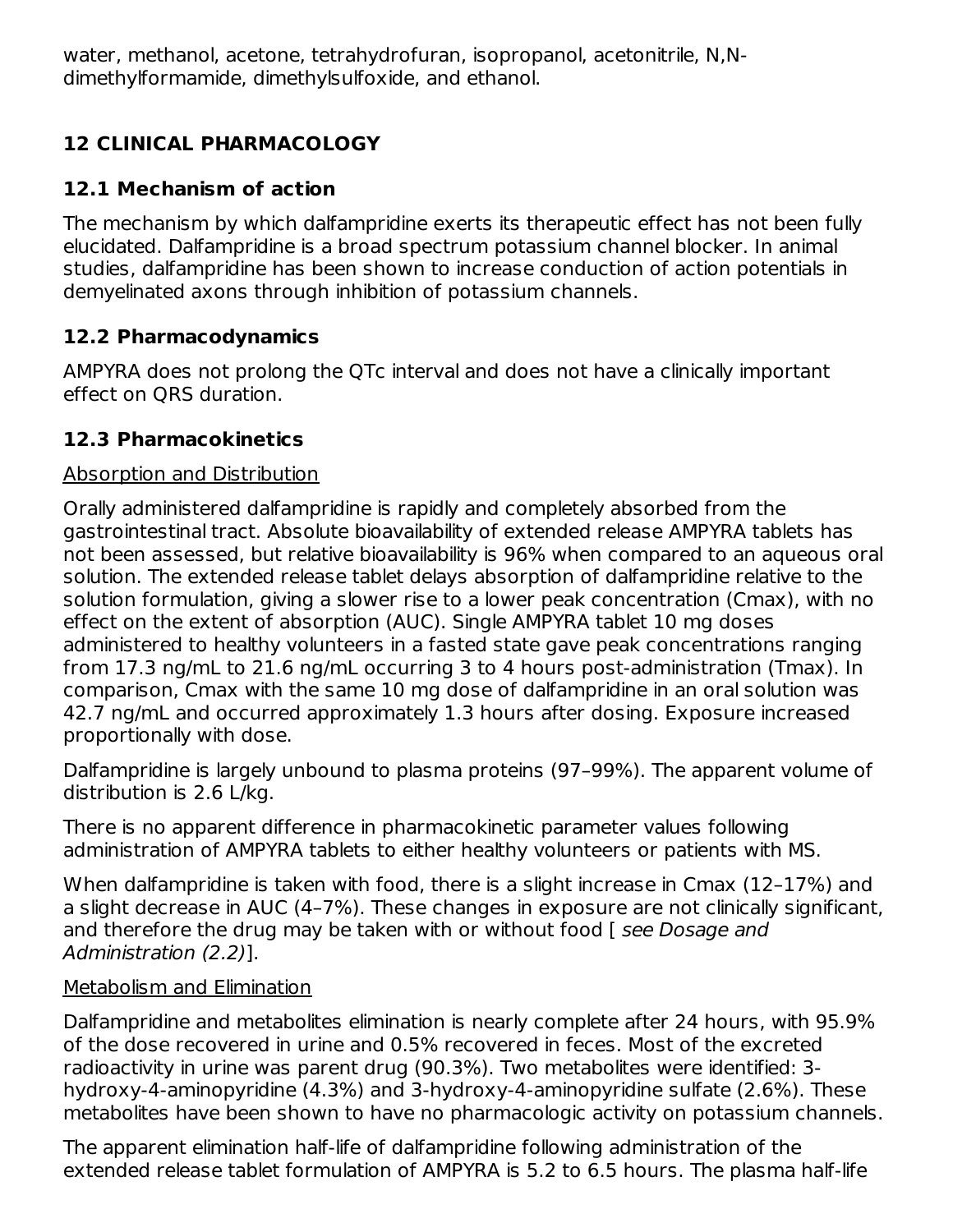water, methanol, acetone, tetrahydrofuran, isopropanol, acetonitrile, N,N-dimethylformamide, dimethylsulfoxide, and ethanol.

## 12 CLINICAL PHARMACOLOGY

### 12.1 Mechanism of action

The mechanism by which dalfampridine exerts its therapeutic effect has not been fully elucidated. Dalfampridine is a broad spectrum potassium channel blocker. In animal studies, dalfampridine has been shown to increase conduction of action potentials in demyelinated axons through inhibition of potassium channels.

### 12.2 Pharmacodynamics

AMPYRA does not prolong the QTc interval and does not have a clinically important effect on QRS duration.

### 12.3 Pharmacokinetics

Absorption and Distribution

Orally administered dalfampridine is rapidly and completely absorbed from the gastrointestinal tract. Absolute bioavailability of extended release AMPYRA tablets has not been assessed, but relative bioavailability is 96% when compared to an aqueous oral solution. The extended release tablet delays absorption of dalfampridine relative to the solution formulation, giving a slower rise to a lower peak concentration (Cmax), with no effect on the extent of absorption (AUC). Single AMPYRA tablet 10 mg doses administered to healthy volunteers in a fasted state gave peak concentrations ranging from 17.3 ng/mL to 21.6 ng/mL occurring 3 to 4 hours post-administration (Tmax). In comparison, Cmax with the same 10 mg dose of dalfampridine in an oral solution was 42.7 ng/mL and occurred approximately 1.3 hours after dosing. Exposure increased proportionally with dose.

Dalfampridine is largely unbound to plasma proteins (97–99%). The apparent volume of distribution is 2.6 L/kg.

There is no apparent difference in pharmacokinetic parameter values following administration of AMPYRA tablets to either healthy volunteers or patients with MS.

When dalfampridine is taken with food, there is a slight increase in Cmax (12–17%) and a slight decrease in AUC (4–7%). These changes in exposure are not clinically significant, and therefore the drug may be taken with or without food [ *see Dosage and Administration (2.2)*].

Metabolism and Elimination

Dalfampridine and metabolites elimination is nearly complete after 24 hours, with 95.9% of the dose recovered in urine and 0.5% recovered in feces. Most of the excreted radioactivity in urine was parent drug (90.3%). Two metabolites were identified: 3-hydroxy-4-aminopyridine (4.3%) and 3-hydroxy-4-aminopyridine sulfate (2.6%). These metabolites have been shown to have no pharmacologic activity on potassium channels.

The apparent elimination half-life of dalfampridine following administration of the extended release tablet formulation of AMPYRA is 5.2 to 6.5 hours. The plasma half-life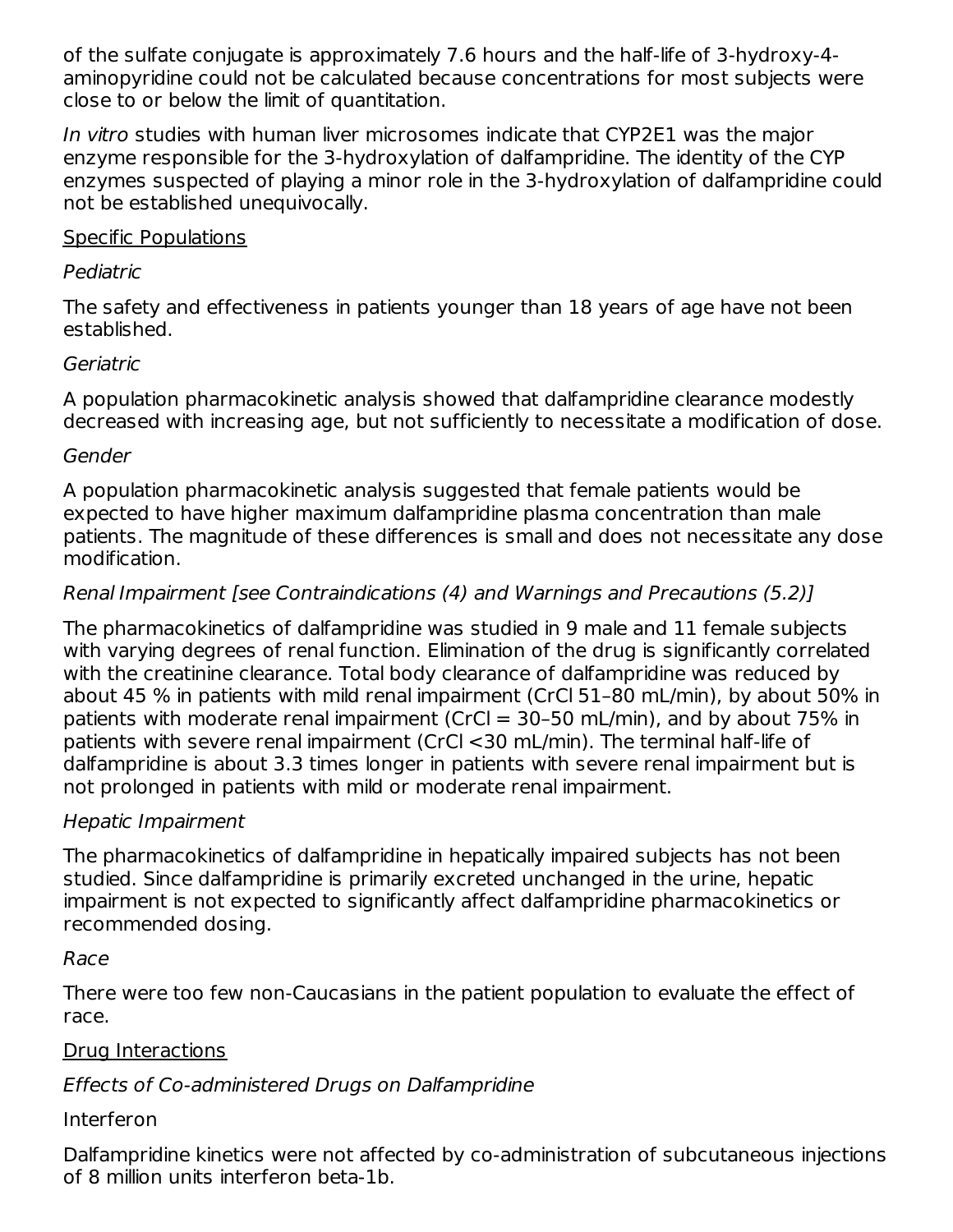of the sulfate conjugate is approximately 7.6 hours and the half-life of 3-hydroxy-4-aminopyridine could not be calculated because concentrations for most subjects were close to or below the limit of quantitation.

*In vitro* studies with human liver microsomes indicate that CYP2E1 was the major enzyme responsible for the 3-hydroxylation of dalfampridine. The identity of the CYP enzymes suspected of playing a minor role in the 3-hydroxylation of dalfampridine could not be established unequivocally.

<u>Specific Populations</u>

*Pediatric*

The safety and effectiveness in patients younger than 18 years of age have not been established.

*Geriatric*

A population pharmacokinetic analysis showed that dalfampridine clearance modestly decreased with increasing age, but not sufficiently to necessitate a modification of dose.

*Gender*

A population pharmacokinetic analysis suggested that female patients would be expected to have higher maximum dalfampridine plasma concentration than male patients. The magnitude of these differences is small and does not necessitate any dose modification.

*Renal Impairment [see Contraindications (4) and Warnings and Precautions (5.2)]*

The pharmacokinetics of dalfampridine was studied in 9 male and 11 female subjects with varying degrees of renal function. Elimination of the drug is significantly correlated with the creatinine clearance. Total body clearance of dalfampridine was reduced by about 45 % in patients with mild renal impairment (CrCl 51–80 mL/min), by about 50% in patients with moderate renal impairment (CrCl = 30–50 mL/min), and by about 75% in patients with severe renal impairment (CrCl <30 mL/min). The terminal half-life of dalfampridine is about 3.3 times longer in patients with severe renal impairment but is not prolonged in patients with mild or moderate renal impairment.

*Hepatic Impairment*

The pharmacokinetics of dalfampridine in hepatically impaired subjects has not been studied. Since dalfampridine is primarily excreted unchanged in the urine, hepatic impairment is not expected to significantly affect dalfampridine pharmacokinetics or recommended dosing.

*Race*

There were too few non-Caucasians in the patient population to evaluate the effect of race.

<u>Drug Interactions</u>

*Effects of Co-administered Drugs on Dalfampridine*

Interferon

Dalfampridine kinetics were not affected by co-administration of subcutaneous injections of 8 million units interferon beta-1b.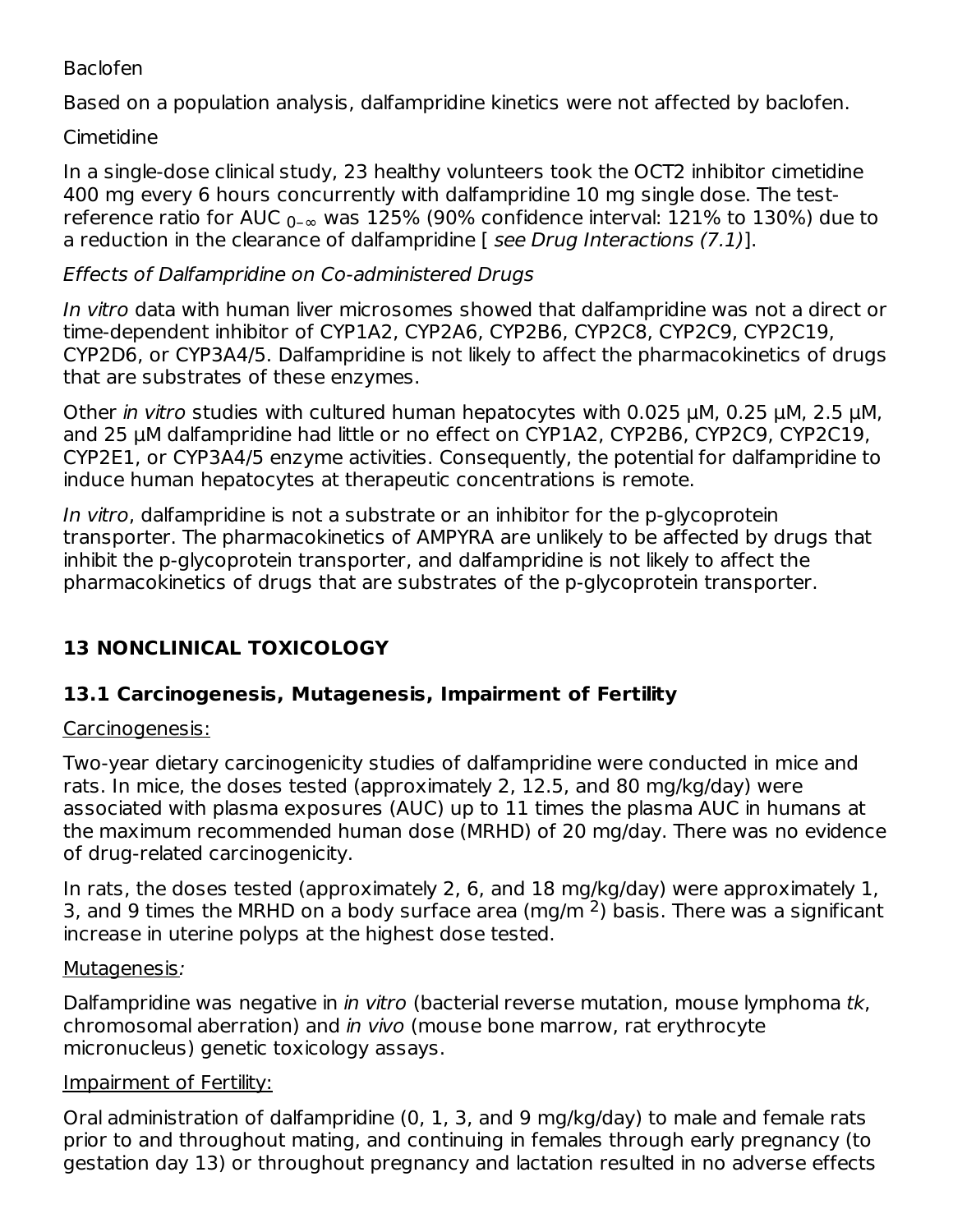Baclofen

Based on a population analysis, dalfampridine kinetics were not affected by baclofen.

Cimetidine

In a single-dose clinical study, 23 healthy volunteers took the OCT2 inhibitor cimetidine 400 mg every 6 hours concurrently with dalfampridine 10 mg single dose. The test-reference ratio for AUC $_{0-\infty}$ was 125% (90% confidence interval: 121% to 130%) due to a reduction in the clearance of dalfampridine [ *see Drug Interactions (7.1)*].

*Effects of Dalfampridine on Co-administered Drugs*

*In vitro* data with human liver microsomes showed that dalfampridine was not a direct or time-dependent inhibitor of CYP1A2, CYP2A6, CYP2B6, CYP2C8, CYP2C9, CYP2C19, CYP2D6, or CYP3A4/5. Dalfampridine is not likely to affect the pharmacokinetics of drugs that are substrates of these enzymes.

Other *in vitro* studies with cultured human hepatocytes with 0.025 µM, 0.25 µM, 2.5 µM, and 25 µM dalfampridine had little or no effect on CYP1A2, CYP2B6, CYP2C9, CYP2C19, CYP2E1, or CYP3A4/5 enzyme activities. Consequently, the potential for dalfampridine to induce human hepatocytes at therapeutic concentrations is remote.

*In vitro*, dalfampridine is not a substrate or an inhibitor for the p-glycoprotein transporter. The pharmacokinetics of AMPYRA are unlikely to be affected by drugs that inhibit the p-glycoprotein transporter, and dalfampridine is not likely to affect the pharmacokinetics of drugs that are substrates of the p-glycoprotein transporter.

## 13 NONCLINICAL TOXICOLOGY

### 13.1 Carcinogenesis, Mutagenesis, Impairment of Fertility

Carcinogenesis:

Two-year dietary carcinogenicity studies of dalfampridine were conducted in mice and rats. In mice, the doses tested (approximately 2, 12.5, and 80 mg/kg/day) were associated with plasma exposures (AUC) up to 11 times the plasma AUC in humans at the maximum recommended human dose (MRHD) of 20 mg/day. There was no evidence of drug-related carcinogenicity.

In rats, the doses tested (approximately 2, 6, and 18 mg/kg/day) were approximately 1, 3, and 9 times the MRHD on a body surface area ($mg/m^2$) basis. There was a significant increase in uterine polyps at the highest dose tested.

Mutagenesis*:*

Dalfampridine was negative in *in vitro* (bacterial reverse mutation, mouse lymphoma *tk*, chromosomal aberration) and *in vivo* (mouse bone marrow, rat erythrocyte micronucleus) genetic toxicology assays.

Impairment of Fertility:

Oral administration of dalfampridine (0, 1, 3, and 9 mg/kg/day) to male and female rats prior to and throughout mating, and continuing in females through early pregnancy (to gestation day 13) or throughout pregnancy and lactation resulted in no adverse effects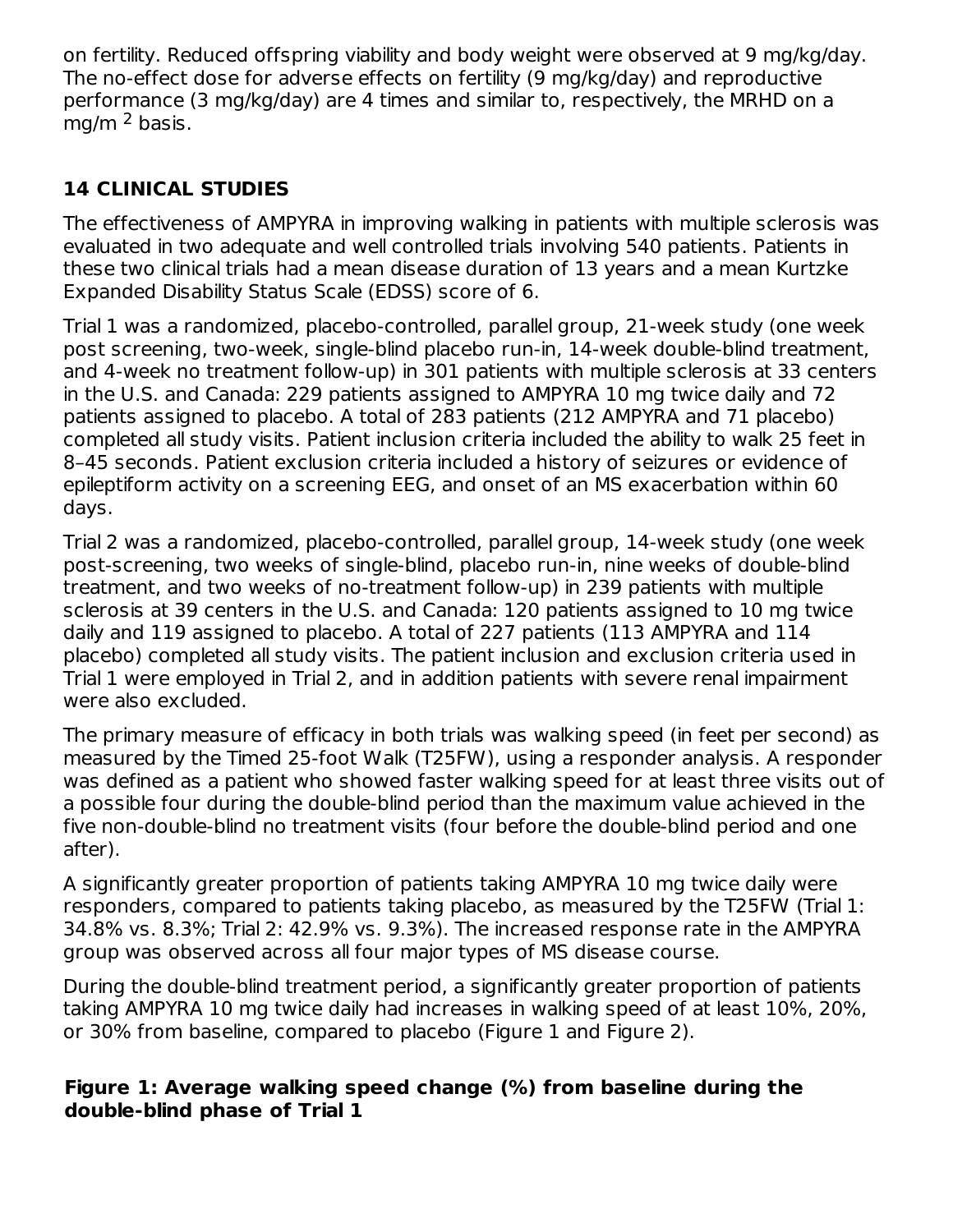on fertility. Reduced offspring viability and body weight were observed at 9 mg/kg/day. The no-effect dose for adverse effects on fertility (9 mg/kg/day) and reproductive performance (3 mg/kg/day) are 4 times and similar to, respectively, the MRHD on a mg/m $^2$ basis.

## 14 CLINICAL STUDIES

The effectiveness of AMPYRA in improving walking in patients with multiple sclerosis was evaluated in two adequate and well controlled trials involving 540 patients. Patients in these two clinical trials had a mean disease duration of 13 years and a mean Kurtzke Expanded Disability Status Scale (EDSS) score of 6.

Trial 1 was a randomized, placebo-controlled, parallel group, 21-week study (one week post screening, two-week, single-blind placebo run-in, 14-week double-blind treatment, and 4-week no treatment follow-up) in 301 patients with multiple sclerosis at 33 centers in the U.S. and Canada: 229 patients assigned to AMPYRA 10 mg twice daily and 72 patients assigned to placebo. A total of 283 patients (212 AMPYRA and 71 placebo) completed all study visits. Patient inclusion criteria included the ability to walk 25 feet in 8–45 seconds. Patient exclusion criteria included a history of seizures or evidence of epileptiform activity on a screening EEG, and onset of an MS exacerbation within 60 days.

Trial 2 was a randomized, placebo-controlled, parallel group, 14-week study (one week post-screening, two weeks of single-blind, placebo run-in, nine weeks of double-blind treatment, and two weeks of no-treatment follow-up) in 239 patients with multiple sclerosis at 39 centers in the U.S. and Canada: 120 patients assigned to 10 mg twice daily and 119 assigned to placebo. A total of 227 patients (113 AMPYRA and 114 placebo) completed all study visits. The patient inclusion and exclusion criteria used in Trial 1 were employed in Trial 2, and in addition patients with severe renal impairment were also excluded.

The primary measure of efficacy in both trials was walking speed (in feet per second) as measured by the Timed 25-foot Walk (T25FW), using a responder analysis. A responder was defined as a patient who showed faster walking speed for at least three visits out of a possible four during the double-blind period than the maximum value achieved in the five non-double-blind no treatment visits (four before the double-blind period and one after).

A significantly greater proportion of patients taking AMPYRA 10 mg twice daily were responders, compared to patients taking placebo, as measured by the T25FW (Trial 1: 34.8% vs. 8.3%; Trial 2: 42.9% vs. 9.3%). The increased response rate in the AMPYRA group was observed across all four major types of MS disease course.

During the double-blind treatment period, a significantly greater proportion of patients taking AMPYRA 10 mg twice daily had increases in walking speed of at least 10%, 20%, or 30% from baseline, compared to placebo (Figure 1 and Figure 2).

**Figure 1: Average walking speed change (%) from baseline during the double-blind phase of Trial 1**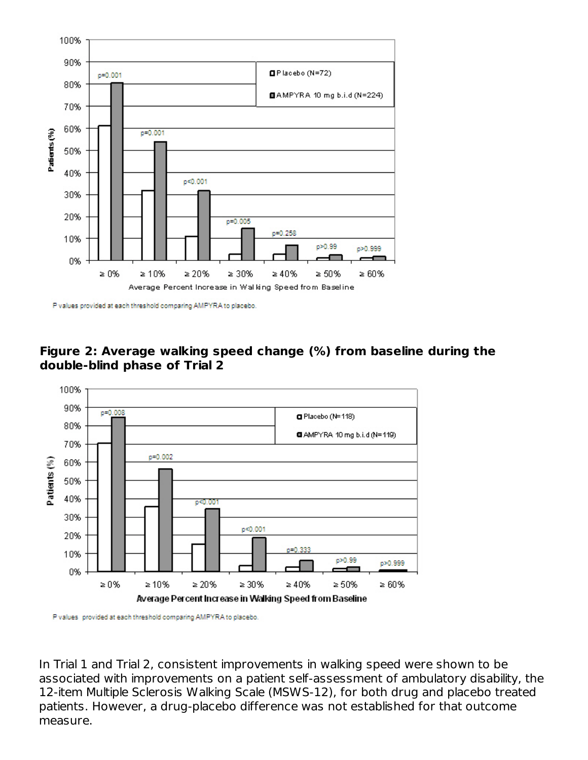P values provided at each threshold comparing AMPYRA to placebo.

**Figure 2: Average walking speed change (%) from baseline during the double-blind phase of Trial 2**

P values provided at each threshold comparing AMPYRA to placebo.

In Trial 1 and Trial 2, consistent improvements in walking speed were shown to be associated with improvements on a patient self-assessment of ambulatory disability, the 12-item Multiple Sclerosis Walking Scale (MSWS-12), for both drug and placebo treated patients. However, a drug-placebo difference was not established for that outcome measure.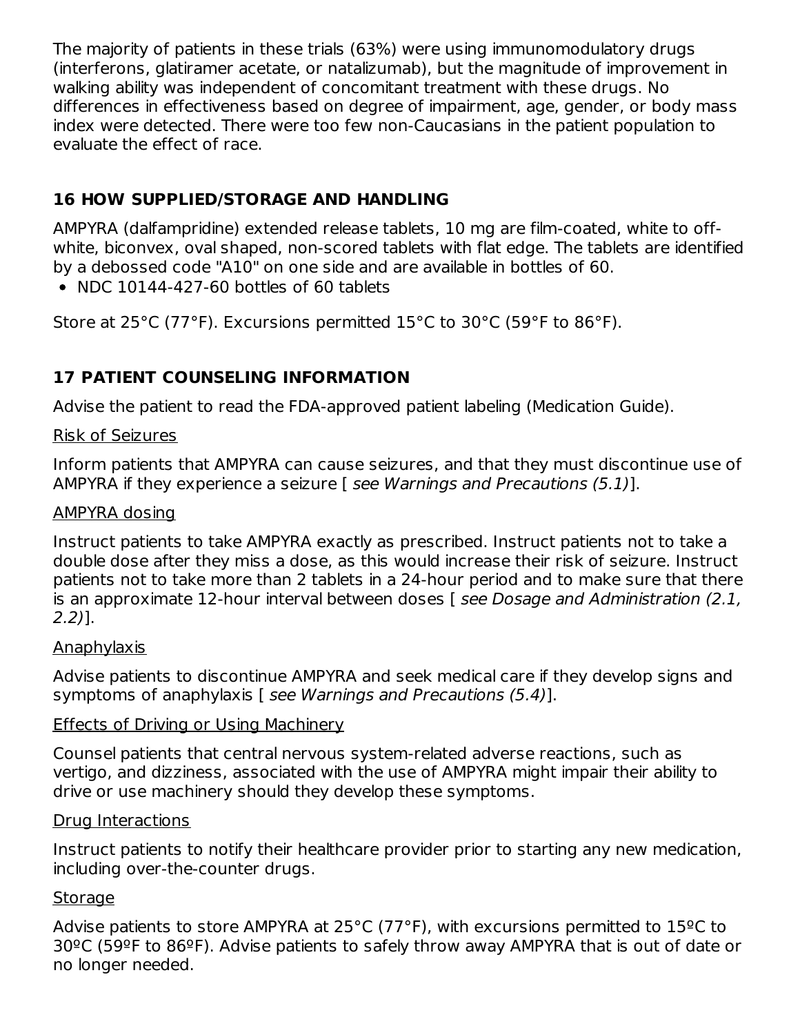The majority of patients in these trials (63%) were using immunomodulatory drugs (interferons, glatiramer acetate, or natalizumab), but the magnitude of improvement in walking ability was independent of concomitant treatment with these drugs. No differences in effectiveness based on degree of impairment, age, gender, or body mass index were detected. There were too few non-Caucasians in the patient population to evaluate the effect of race.

## 16 HOW SUPPLIED/STORAGE AND HANDLING

AMPYRA (dalfampridine) extended release tablets, 10 mg are film-coated, white to off-white, biconvex, oval shaped, non-scored tablets with flat edge. The tablets are identified by a debossed code "A10" on one side and are available in bottles of 60.

- NDC 10144-427-60 bottles of 60 tablets

Store at 25°C (77°F). Excursions permitted 15°C to 30°C (59°F to 86°F).

## 17 PATIENT COUNSELING INFORMATION

Advise the patient to read the FDA-approved patient labeling (Medication Guide).

Risk of Seizures

Inform patients that AMPYRA can cause seizures, and that they must discontinue use of AMPYRA if they experience a seizure [ *see Warnings and Precautions (5.1)*].

AMPYRA dosing

Instruct patients to take AMPYRA exactly as prescribed. Instruct patients not to take a double dose after they miss a dose, as this would increase their risk of seizure. Instruct patients not to take more than 2 tablets in a 24-hour period and to make sure that there is an approximate 12-hour interval between doses [ *see Dosage and Administration (2.1, 2.2)*].

Anaphylaxis

Advise patients to discontinue AMPYRA and seek medical care if they develop signs and symptoms of anaphylaxis [ *see Warnings and Precautions (5.4)*].

Effects of Driving or Using Machinery

Counsel patients that central nervous system-related adverse reactions, such as vertigo, and dizziness, associated with the use of AMPYRA might impair their ability to drive or use machinery should they develop these symptoms.

Drug Interactions

Instruct patients to notify their healthcare provider prior to starting any new medication, including over-the-counter drugs.

Storage

Advise patients to store AMPYRA at 25°C (77°F), with excursions permitted to 15ºC to 30ºC (59ºF to 86ºF). Advise patients to safely throw away AMPYRA that is out of date or no longer needed.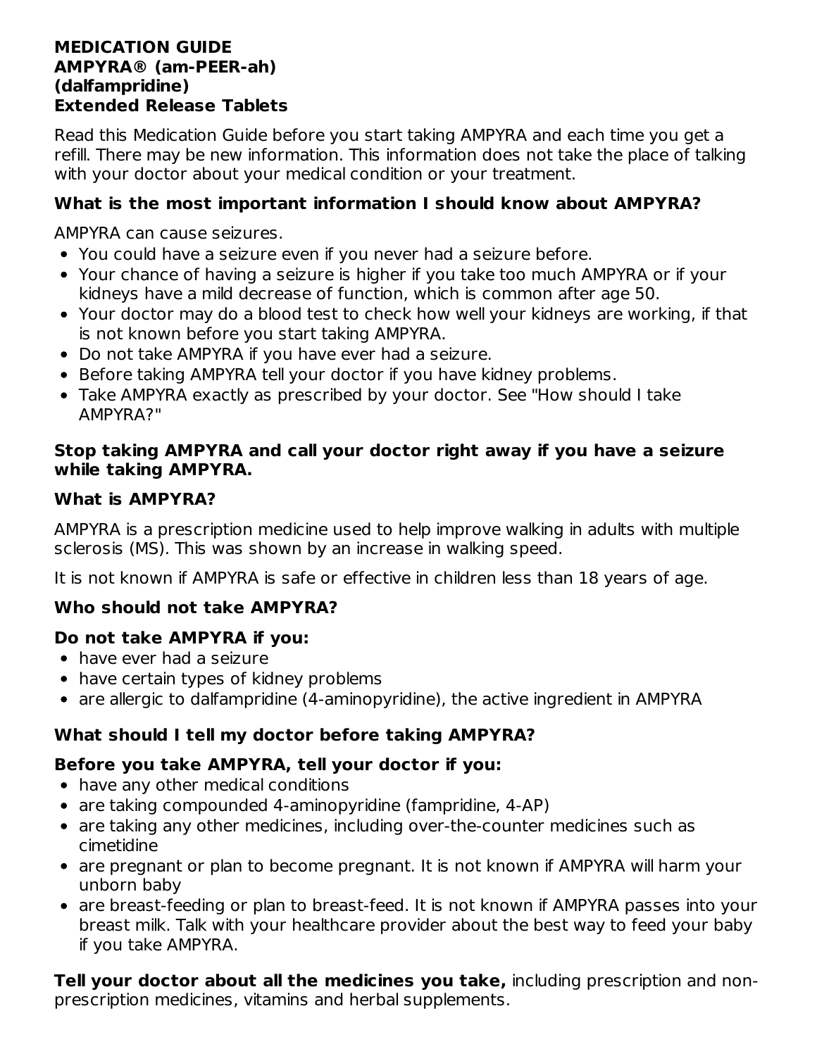# MEDICATION GUIDE
# AMPYRA® (am-PEER-ah)
# (dalfampridine)
# Extended Release Tablets

Read this Medication Guide before you start taking AMPYRA and each time you get a refill. There may be new information. This information does not take the place of talking with your doctor about your medical condition or your treatment.

## What is the most important information I should know about AMPYRA?

AMPYRA can cause seizures.

- You could have a seizure even if you never had a seizure before.
- Your chance of having a seizure is higher if you take too much AMPYRA or if your kidneys have a mild decrease of function, which is common after age 50.
- Your doctor may do a blood test to check how well your kidneys are working, if that is not known before you start taking AMPYRA.
- Do not take AMPYRA if you have ever had a seizure.
- Before taking AMPYRA tell your doctor if you have kidney problems.
- Take AMPYRA exactly as prescribed by your doctor. See "How should I take AMPYRA?"

**Stop taking AMPYRA and call your doctor right away if you have a seizure while taking AMPYRA.**

## What is AMPYRA?

AMPYRA is a prescription medicine used to help improve walking in adults with multiple sclerosis (MS). This was shown by an increase in walking speed.

It is not known if AMPYRA is safe or effective in children less than 18 years of age.

## Who should not take AMPYRA?

**Do not take AMPYRA if you:**

- have ever had a seizure
- have certain types of kidney problems
- are allergic to dalfampridine (4-aminopyridine), the active ingredient in AMPYRA

## What should I tell my doctor before taking AMPYRA?

**Before you take AMPYRA, tell your doctor if you:**

- have any other medical conditions
- are taking compounded 4-aminopyridine (fampridine, 4-AP)
- are taking any other medicines, including over-the-counter medicines such as cimetidine
- are pregnant or plan to become pregnant. It is not known if AMPYRA will harm your unborn baby
- are breast-feeding or plan to breast-feed. It is not known if AMPYRA passes into your breast milk. Talk with your healthcare provider about the best way to feed your baby if you take AMPYRA.

**Tell your doctor about all the medicines you take,** including prescription and non-prescription medicines, vitamins and herbal supplements.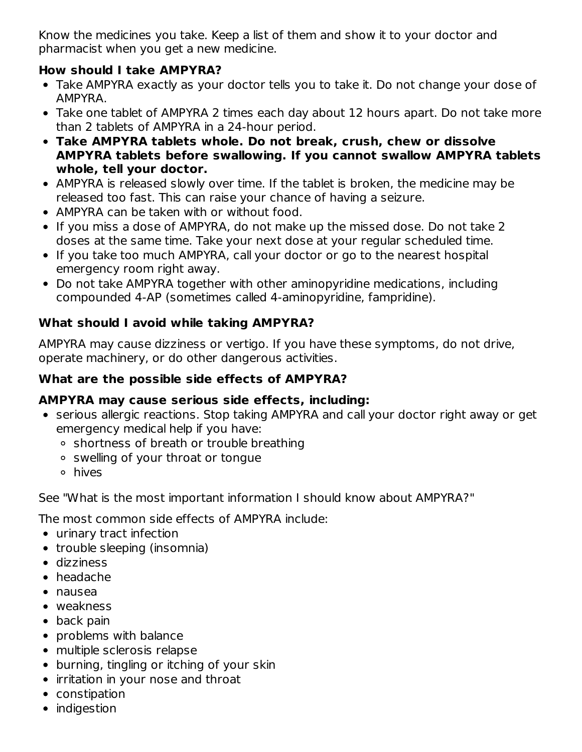Know the medicines you take. Keep a list of them and show it to your doctor and pharmacist when you get a new medicine.

### How should I take AMPYRA?

- Take AMPYRA exactly as your doctor tells you to take it. Do not change your dose of AMPYRA.
- Take one tablet of AMPYRA 2 times each day about 12 hours apart. Do not take more than 2 tablets of AMPYRA in a 24-hour period.
- **Take AMPYRA tablets whole. Do not break, crush, chew or dissolve AMPYRA tablets before swallowing. If you cannot swallow AMPYRA tablets whole, tell your doctor.**
- AMPYRA is released slowly over time. If the tablet is broken, the medicine may be released too fast. This can raise your chance of having a seizure.
- AMPYRA can be taken with or without food.
- If you miss a dose of AMPYRA, do not make up the missed dose. Do not take 2 doses at the same time. Take your next dose at your regular scheduled time.
- If you take too much AMPYRA, call your doctor or go to the nearest hospital emergency room right away.
- Do not take AMPYRA together with other aminopyridine medications, including compounded 4-AP (sometimes called 4-aminopyridine, fampridine).

### What should I avoid while taking AMPYRA?

AMPYRA may cause dizziness or vertigo. If you have these symptoms, do not drive, operate machinery, or do other dangerous activities.

### What are the possible side effects of AMPYRA?

**AMPYRA may cause serious side effects, including:**

- serious allergic reactions. Stop taking AMPYRA and call your doctor right away or get emergency medical help if you have:
  - shortness of breath or trouble breathing
  - swelling of your throat or tongue
  - hives

See "What is the most important information I should know about AMPYRA?"

The most common side effects of AMPYRA include:

- urinary tract infection
- trouble sleeping (insomnia)
- dizziness
- headache
- nausea
- weakness
- back pain
- problems with balance
- multiple sclerosis relapse
- burning, tingling or itching of your skin
- irritation in your nose and throat
- constipation
- indigestion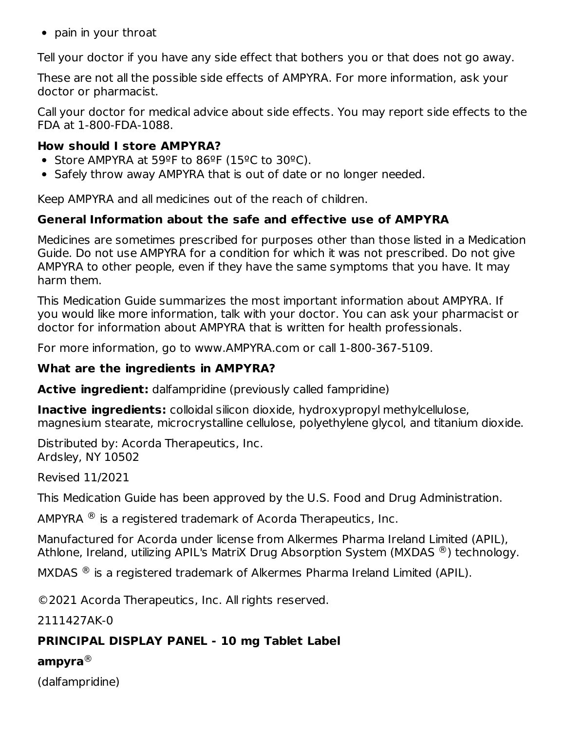- pain in your throat

Tell your doctor if you have any side effect that bothers you or that does not go away.

These are not all the possible side effects of AMPYRA. For more information, ask your doctor or pharmacist.

Call your doctor for medical advice about side effects. You may report side effects to the FDA at 1-800-FDA-1088.

**How should I store AMPYRA?**

- Store AMPYRA at 59ºF to 86ºF (15ºC to 30ºC).
- Safely throw away AMPYRA that is out of date or no longer needed.

Keep AMPYRA and all medicines out of the reach of children.

**General Information about the safe and effective use of AMPYRA**

Medicines are sometimes prescribed for purposes other than those listed in a Medication Guide. Do not use AMPYRA for a condition for which it was not prescribed. Do not give AMPYRA to other people, even if they have the same symptoms that you have. It may harm them.

This Medication Guide summarizes the most important information about AMPYRA. If you would like more information, talk with your doctor. You can ask your pharmacist or doctor for information about AMPYRA that is written for health professionals.

For more information, go to www.AMPYRA.com or call 1-800-367-5109.

**What are the ingredients in AMPYRA?**

**Active ingredient:** dalfampridine (previously called fampridine)

**Inactive ingredients:** colloidal silicon dioxide, hydroxypropyl methylcellulose, magnesium stearate, microcrystalline cellulose, polyethylene glycol, and titanium dioxide.

Distributed by: Acorda Therapeutics, Inc.
Ardsley, NY 10502

Revised 11/2021

This Medication Guide has been approved by the U.S. Food and Drug Administration.

AMPYRA ® is a registered trademark of Acorda Therapeutics, Inc.

Manufactured for Acorda under license from Alkermes Pharma Ireland Limited (APIL), Athlone, Ireland, utilizing APIL's MatriX Drug Absorption System (MXDAS ®) technology.

MXDAS ® is a registered trademark of Alkermes Pharma Ireland Limited (APIL).

©2021 Acorda Therapeutics, Inc. All rights reserved.

2111427AK-0

**PRINCIPAL DISPLAY PANEL - 10 mg Tablet Label**

**ampyra**®

(dalfampridine)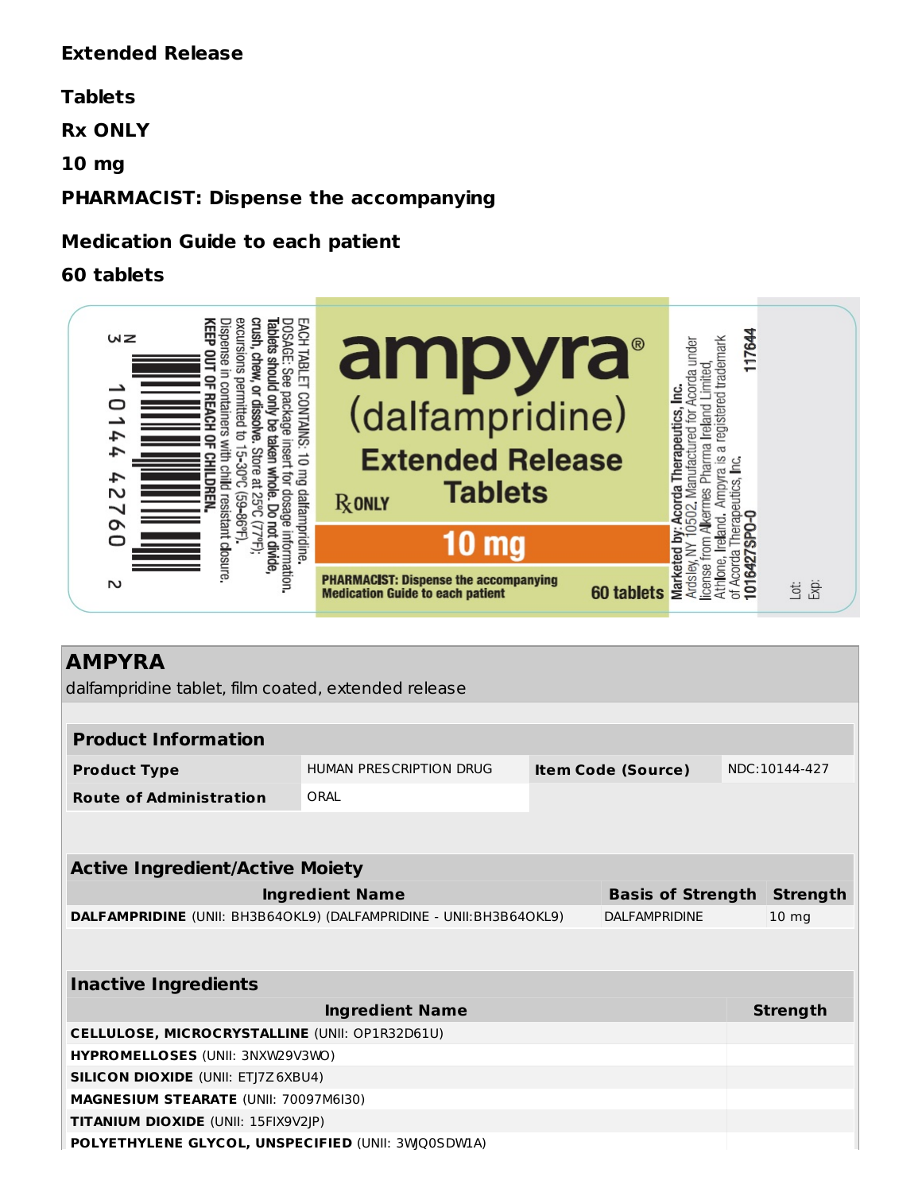**Extended Release**

**Tablets**

**Rx ONLY**

**10 mg**

**PHARMACIST: Dispense the accompanying**

**Medication Guide to each patient**

**60 tablets**

N 3 10144 42760 2

EACH TABLET CONTAINS: 10 mg dalfampridine.
DOSAGE: See package insert for dosage information.
**Tablets should only be taken whole. Do not divide, crush, chew, or dissolve.** Store at 25°C (77°F); excursions permitted to 15-30°C (59-86°F).
Dispense in containers with child resistant closure.
**KEEP OUT OF REACH OF CHILDREN.**

**ampyra®**
(dalfampridine)
**Extended Release Tablets**
℞ ONLY
**10 mg**
**PHARMACIST: Dispense the accompanying Medication Guide to each patient**
**60 tablets**

**Marketed by: Acorda Therapeutics, Inc.** Ardsley, NY 10502. Manufactured for Acorda under license from Alkermes Pharma Ireland Limited, Athlone, Ireland. Ampyra is a registered trademark of Acorda Therapeutics, Inc.
**1016427SPO-0**
**117644**

Lot:
Exp:

## AMPYRA

dalfampridine tablet, film coated, extended release

| **Product Information** | | | |
|---|---|---|---|
| **Product Type** | HUMAN PRESCRIPTION DRUG | **Item Code (Source)** | NDC:10144-427 |
| **Route of Administration** | ORAL | | |

| **Active Ingredient/Active Moiety** | | |
|---|---|---|
| **Ingredient Name** | **Basis of Strength** | **Strength** |
| **DALFAMPRIDINE** (UNII: BH3B64OKL9) (DALFAMPRIDINE - UNII:BH3B64OKL9) | DALFAMPRIDINE | 10 mg |

| **Inactive Ingredients** | |
|---|---|
| **Ingredient Name** | **Strength** |
| **CELLULOSE, MICROCRYSTALLINE** (UNII: OP1R32D61U) | |
| **HYPROMELLOSES** (UNII: 3NXW29V3WO) | |
| **SILICON DIOXIDE** (UNII: ETJ7Z6XBU4) | |
| **MAGNESIUM STEARATE** (UNII: 70097M6I30) | |
| **TITANIUM DIOXIDE** (UNII: 15FIX9V2JP) | |
| **POLYETHYLENE GLYCOL, UNSPECIFIED** (UNII: 3WJQ0SDW1A) | |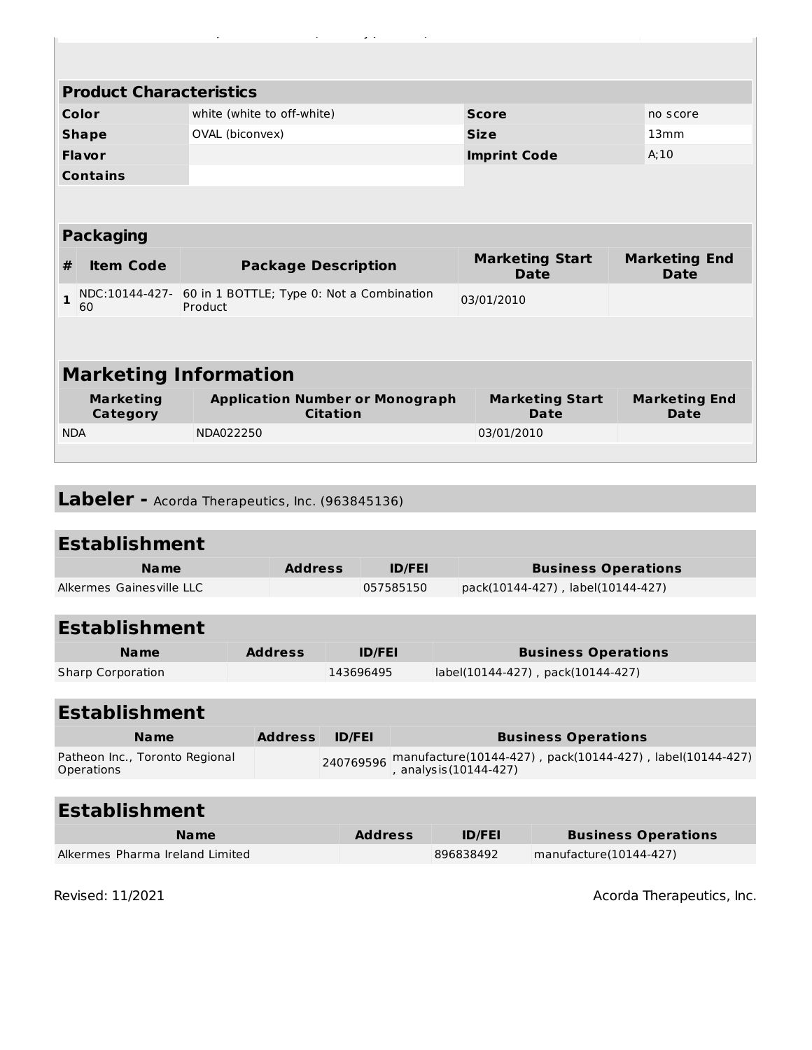## Product Characteristics

| | | | |
|---|---|---|---|
| **Color** | white (white to off-white) | **Score** | no score |
| **Shape** | OVAL (biconvex) | **Size** | 13mm |
| **Flavor** | | **Imprint Code** | A;10 |
| **Contains** | | | |

## Packaging

| # | Item Code | Package Description | Marketing Start Date | Marketing End Date |
|---|---|---|---|---|
| 1 | NDC:10144-427-60 | 60 in 1 BOTTLE; Type 0: Not a Combination Product | 03/01/2010 | |

## Marketing Information

| Marketing Category | Application Number or Monograph Citation | Marketing Start Date | Marketing End Date |
|---|---|---|---|
| NDA | NDA022250 | 03/01/2010 | |

## Labeler - Acorda Therapeutics, Inc. (963845136)

## Establishment

| Name | Address | ID/FEI | Business Operations |
|---|---|---|---|
| Alkermes Gainesville LLC | | 057585150 | pack(10144-427) , label(10144-427) |

## Establishment

| Name | Address | ID/FEI | Business Operations |
|---|---|---|---|
| Sharp Corporation | | 143696495 | label(10144-427) , pack(10144-427) |

## Establishment

| Name | Address | ID/FEI | Business Operations |
|---|---|---|---|
| Patheon Inc., Toronto Regional Operations | | 240769596 | manufacture(10144-427) , pack(10144-427) , label(10144-427) , analysis(10144-427) |

## Establishment

| Name | Address | ID/FEI | Business Operations |
|---|---|---|---|
| Alkermes Pharma Ireland Limited | | 896838492 | manufacture(10144-427) |

Revised: 11/2021 Acorda Therapeutics, Inc.